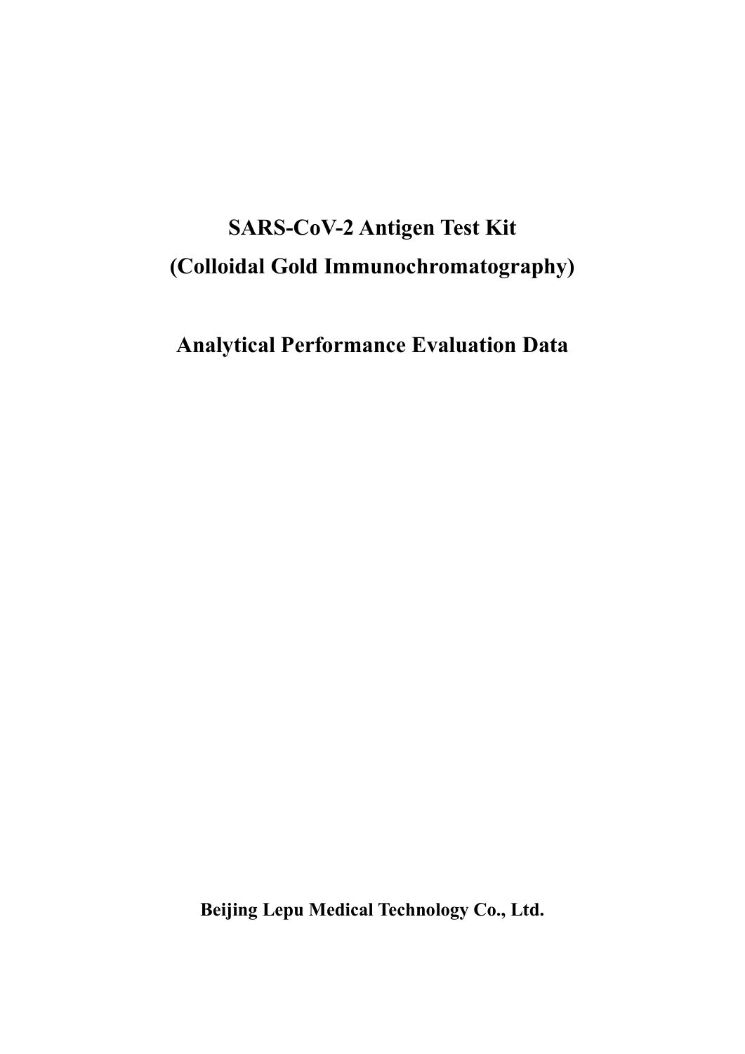# SARS-CoV-2 Antigen Test Kit
# (Colloidal Gold Immunochromatography)

# Analytical Performance Evaluation Data

**Beijing Lepu Medical Technology Co., Ltd.**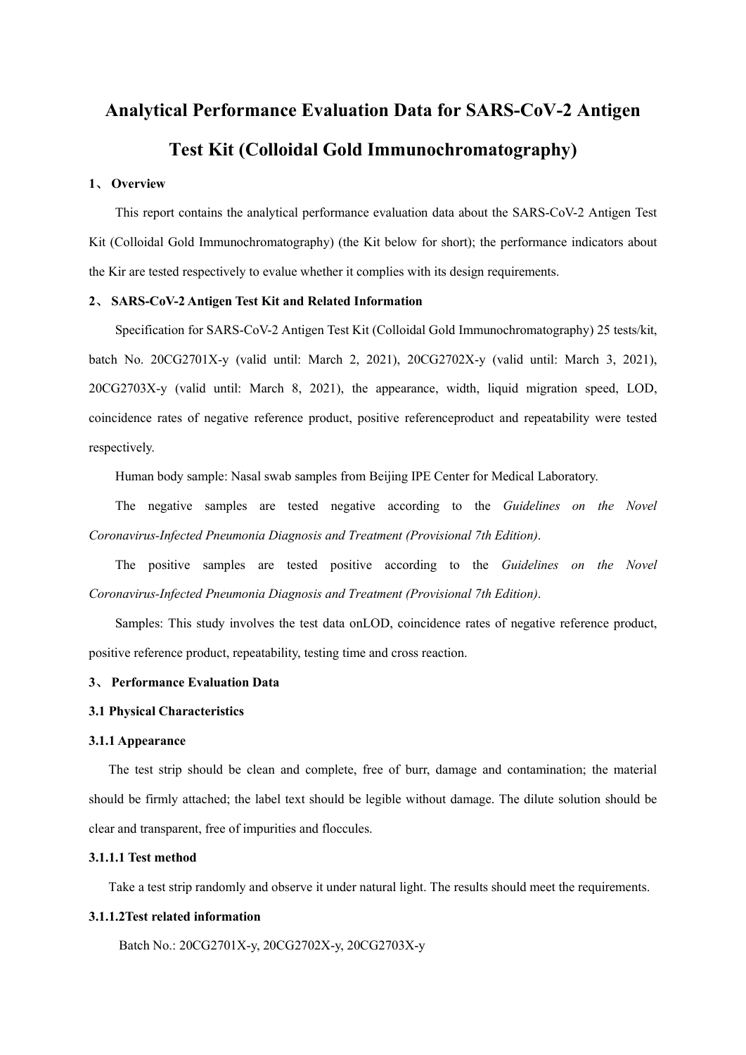# Analytical Performance Evaluation Data for SARS-CoV-2 Antigen Test Kit (Colloidal Gold Immunochromatography)

## 1、 Overview

This report contains the analytical performance evaluation data about the SARS-CoV-2 Antigen Test Kit (Colloidal Gold Immunochromatography) (the Kit below for short); the performance indicators about the Kir are tested respectively to evalue whether it complies with its design requirements.

## 2、 SARS-CoV-2 Antigen Test Kit and Related Information

Specification for SARS-CoV-2 Antigen Test Kit (Colloidal Gold Immunochromatography) 25 tests/kit, batch No. 20CG2701X-y (valid until: March 2, 2021), 20CG2702X-y (valid until: March 3, 2021), 20CG2703X-y (valid until: March 8, 2021), the appearance, width, liquid migration speed, LOD, coincidence rates of negative reference product, positive referenceproduct and repeatability were tested respectively.

Human body sample: Nasal swab samples from Beijing IPE Center for Medical Laboratory.

The negative samples are tested negative according to the *Guidelines on the Novel Coronavirus-Infected Pneumonia Diagnosis and Treatment (Provisional 7th Edition)*.

The positive samples are tested positive according to the *Guidelines on the Novel Coronavirus-Infected Pneumonia Diagnosis and Treatment (Provisional 7th Edition)*.

Samples: This study involves the test data onLOD, coincidence rates of negative reference product, positive reference product, repeatability, testing time and cross reaction.

## 3、 Performance Evaluation Data

### 3.1 Physical Characteristics

#### 3.1.1 Appearance

The test strip should be clean and complete, free of burr, damage and contamination; the material should be firmly attached; the label text should be legible without damage. The dilute solution should be clear and transparent, free of impurities and floccules.

##### 3.1.1.1 Test method

Take a test strip randomly and observe it under natural light. The results should meet the requirements.

##### 3.1.1.2Test related information

Batch No.: 20CG2701X-y, 20CG2702X-y, 20CG2703X-y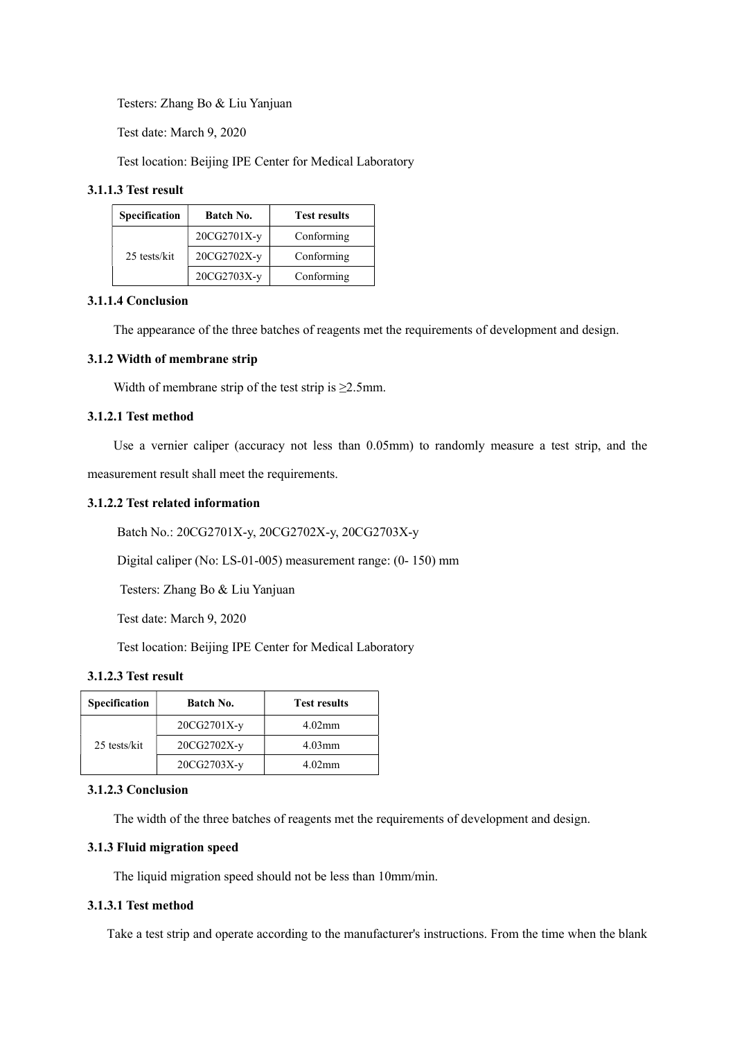Testers: Zhang Bo & Liu Yanjuan

Test date: March 9, 2020

Test location: Beijing IPE Center for Medical Laboratory

#### 3.1.1.3 Test result

| Specification | Batch No. | Test results |
|---|---|---|
| 25 tests/kit | 20CG2701X-y | Conforming |
| | 20CG2702X-y | Conforming |
| | 20CG2703X-y | Conforming |

#### 3.1.1.4 Conclusion

The appearance of the three batches of reagents met the requirements of development and design.

### 3.1.2 Width of membrane strip

Width of membrane strip of the test strip is ≥2.5mm.

#### 3.1.2.1 Test method

Use a vernier caliper (accuracy not less than 0.05mm) to randomly measure a test strip, and the measurement result shall meet the requirements.

#### 3.1.2.2 Test related information

Batch No.: 20CG2701X-y, 20CG2702X-y, 20CG2703X-y

Digital caliper (No: LS-01-005) measurement range: (0- 150) mm

Testers: Zhang Bo & Liu Yanjuan

Test date: March 9, 2020

Test location: Beijing IPE Center for Medical Laboratory

#### 3.1.2.3 Test result

| Specification | Batch No. | Test results |
|---|---|---|
| 25 tests/kit | 20CG2701X-y | 4.02mm |
| | 20CG2702X-y | 4.03mm |
| | 20CG2703X-y | 4.02mm |

#### 3.1.2.3 Conclusion

The width of the three batches of reagents met the requirements of development and design.

### 3.1.3 Fluid migration speed

The liquid migration speed should not be less than 10mm/min.

#### 3.1.3.1 Test method

Take a test strip and operate according to the manufacturer's instructions. From the time when the blank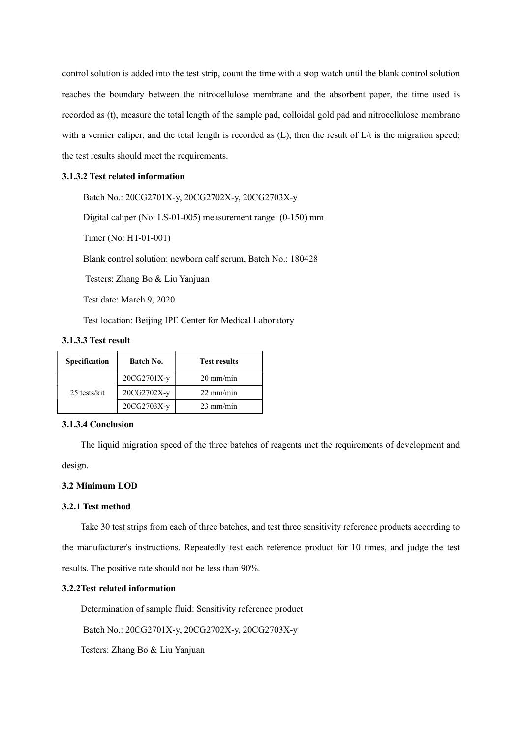control solution is added into the test strip, count the time with a stop watch until the blank control solution reaches the boundary between the nitrocellulose membrane and the absorbent paper, the time used is recorded as (t), measure the total length of the sample pad, colloidal gold pad and nitrocellulose membrane with a vernier caliper, and the total length is recorded as (L), then the result of L/t is the migration speed; the test results should meet the requirements.

**3.1.3.2 Test related information**

Batch No.: 20CG2701X-y, 20CG2702X-y, 20CG2703X-y

Digital caliper (No: LS-01-005) measurement range: (0-150) mm

Timer (No: HT-01-001)

Blank control solution: newborn calf serum, Batch No.: 180428

Testers: Zhang Bo & Liu Yanjuan

Test date: March 9, 2020

Test location: Beijing IPE Center for Medical Laboratory

**3.1.3.3 Test result**

| Specification | Batch No. | Test results |
|---|---|---|
| 25 tests/kit | 20CG2701X-y | 20 mm/min |
| | 20CG2702X-y | 22 mm/min |
| | 20CG2703X-y | 23 mm/min |

**3.1.3.4 Conclusion**

The liquid migration speed of the three batches of reagents met the requirements of development and design.

**3.2 Minimum LOD**

**3.2.1 Test method**

Take 30 test strips from each of three batches, and test three sensitivity reference products according to the manufacturer's instructions. Repeatedly test each reference product for 10 times, and judge the test results. The positive rate should not be less than 90%.

**3.2.2Test related information**

Determination of sample fluid: Sensitivity reference product

Batch No.: 20CG2701X-y, 20CG2702X-y, 20CG2703X-y

Testers: Zhang Bo & Liu Yanjuan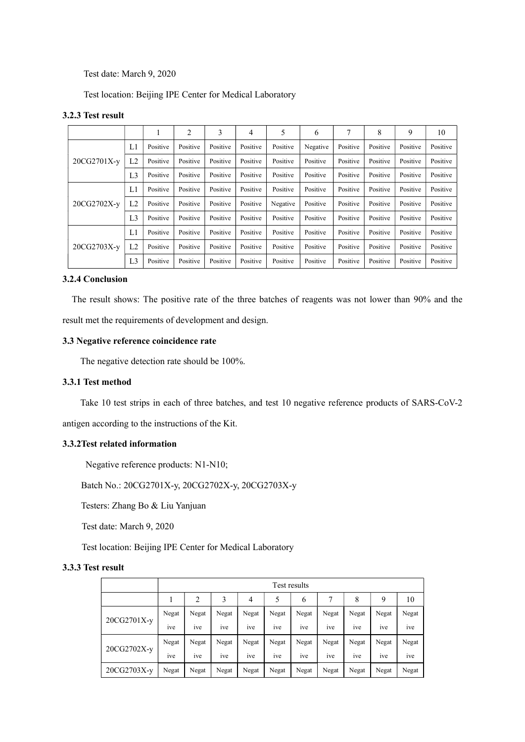Test date: March 9, 2020

Test location: Beijing IPE Center for Medical Laboratory

**3.2.3 Test result**

| | | 1 | 2 | 3 | 4 | 5 | 6 | 7 | 8 | 9 | 10 |
|---|---|---|---|---|---|---|---|---|---|---|---|
| 20CG2701X-y | L1 | Positive | Positive | Positive | Positive | Positive | Negative | Positive | Positive | Positive | Positive |
| | L2 | Positive | Positive | Positive | Positive | Positive | Positive | Positive | Positive | Positive | Positive |
| | L3 | Positive | Positive | Positive | Positive | Positive | Positive | Positive | Positive | Positive | Positive |
| 20CG2702X-y | L1 | Positive | Positive | Positive | Positive | Positive | Positive | Positive | Positive | Positive | Positive |
| | L2 | Positive | Positive | Positive | Positive | Negative | Positive | Positive | Positive | Positive | Positive |
| | L3 | Positive | Positive | Positive | Positive | Positive | Positive | Positive | Positive | Positive | Positive |
| 20CG2703X-y | L1 | Positive | Positive | Positive | Positive | Positive | Positive | Positive | Positive | Positive | Positive |
| | L2 | Positive | Positive | Positive | Positive | Positive | Positive | Positive | Positive | Positive | Positive |
| | L3 | Positive | Positive | Positive | Positive | Positive | Positive | Positive | Positive | Positive | Positive |

**3.2.4 Conclusion**

The result shows: The positive rate of the three batches of reagents was not lower than 90% and the result met the requirements of development and design.

**3.3 Negative reference coincidence rate**

The negative detection rate should be 100%.

**3.3.1 Test method**

Take 10 test strips in each of three batches, and test 10 negative reference products of SARS-CoV-2 antigen according to the instructions of the Kit.

**3.3.2Test related information**

Negative reference products: N1-N10;

Batch No.: 20CG2701X-y, 20CG2702X-y, 20CG2703X-y

Testers: Zhang Bo & Liu Yanjuan

Test date: March 9, 2020

Test location: Beijing IPE Center for Medical Laboratory

**3.3.3 Test result**

| | Test results | | | | | | | | | |
|---|---|---|---|---|---|---|---|---|---|---|
| | 1 | 2 | 3 | 4 | 5 | 6 | 7 | 8 | 9 | 10 |
| 20CG2701X-y | Negative | Negative | Negative | Negative | Negative | Negative | Negative | Negative | Negative | Negative |
| 20CG2702X-y | Negative | Negative | Negative | Negative | Negative | Negative | Negative | Negative | Negative | Negative |
| 20CG2703X-y | Negat | Negat | Negat | Negat | Negat | Negat | Negat | Negat | Negat | Negat |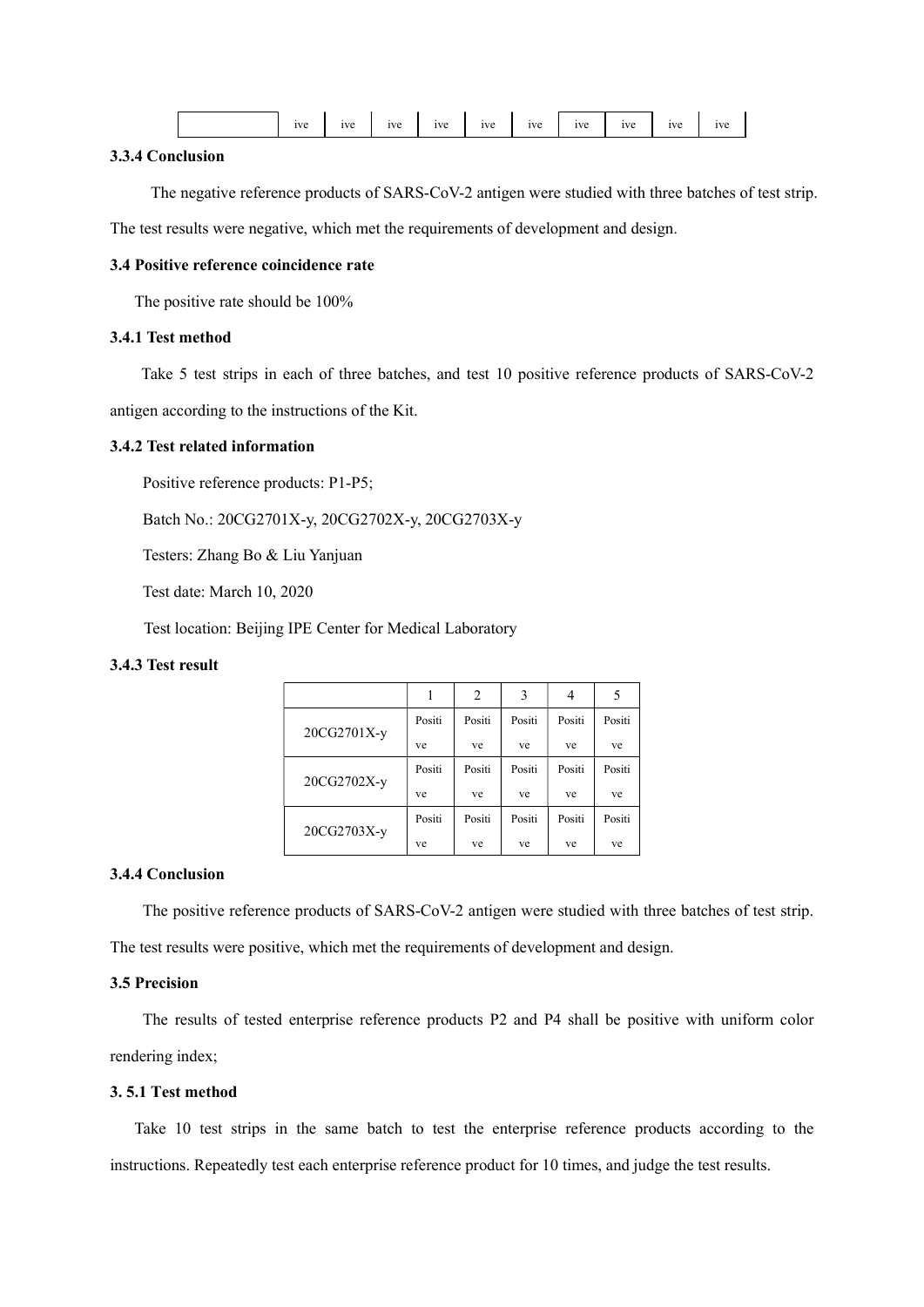|  | ive | ive | ive | ive | ive | ive | ive | ive | ive | ive |
|---|---|---|---|---|---|---|---|---|---|---|

**3.3.4 Conclusion**

The negative reference products of SARS-CoV-2 antigen were studied with three batches of test strip. The test results were negative, which met the requirements of development and design.

**3.4 Positive reference coincidence rate**

The positive rate should be 100%

**3.4.1 Test method**

Take 5 test strips in each of three batches, and test 10 positive reference products of SARS-CoV-2 antigen according to the instructions of the Kit.

**3.4.2 Test related information**

Positive reference products: P1-P5;

Batch No.: 20CG2701X-y, 20CG2702X-y, 20CG2703X-y

Testers: Zhang Bo & Liu Yanjuan

Test date: March 10, 2020

Test location: Beijing IPE Center for Medical Laboratory

**3.4.3 Test result**

|  | 1 | 2 | 3 | 4 | 5 |
|---|---|---|---|---|---|
| 20CG2701X-y | Positive | Positive | Positive | Positive | Positive |
| 20CG2702X-y | Positive | Positive | Positive | Positive | Positive |
| 20CG2703X-y | Positive | Positive | Positive | Positive | Positive |

**3.4.4 Conclusion**

The positive reference products of SARS-CoV-2 antigen were studied with three batches of test strip. The test results were positive, which met the requirements of development and design.

**3.5 Precision**

The results of tested enterprise reference products P2 and P4 shall be positive with uniform color rendering index;

**3. 5.1 Test method**

Take 10 test strips in the same batch to test the enterprise reference products according to the instructions. Repeatedly test each enterprise reference product for 10 times, and judge the test results.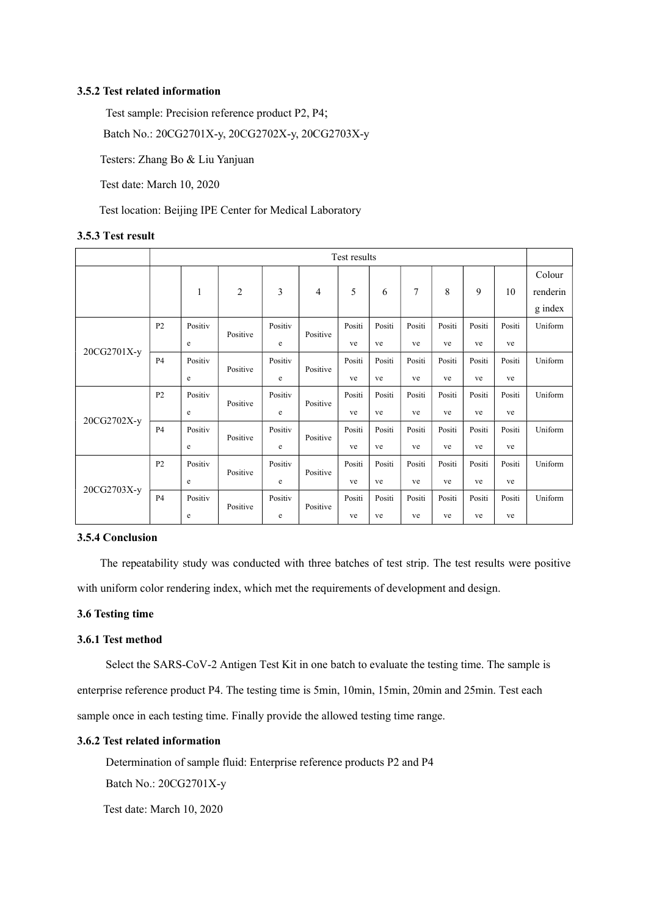### 3.5.2 Test related information

Test sample: Precision reference product P2, P4;

Batch No.: 20CG2701X-y, 20CG2702X-y, 20CG2703X-y

Testers: Zhang Bo & Liu Yanjuan

Test date: March 10, 2020

Test location: Beijing IPE Center for Medical Laboratory

### 3.5.3 Test result

| | Test results | | | | | | | | | | | |
|---|---|---|---|---|---|---|---|---|---|---|---|---|
| | | 1 | 2 | 3 | 4 | 5 | 6 | 7 | 8 | 9 | 10 | Colour rendering index |
| 20CG2701X-y | P2 | Positive | Positive | Positive | Positive | Positive | Positive | Positive | Positive | Positive | Positive | Uniform |
| | P4 | Positive | Positive | Positive | Positive | Positive | Positive | Positive | Positive | Positive | Positive | Uniform |
| 20CG2702X-y | P2 | Positive | Positive | Positive | Positive | Positive | Positive | Positive | Positive | Positive | Positive | Uniform |
| | P4 | Positive | Positive | Positive | Positive | Positive | Positive | Positive | Positive | Positive | Positive | Uniform |
| 20CG2703X-y | P2 | Positive | Positive | Positive | Positive | Positive | Positive | Positive | Positive | Positive | Positive | Uniform |
| | P4 | Positive | Positive | Positive | Positive | Positive | Positive | Positive | Positive | Positive | Positive | Uniform |

### 3.5.4 Conclusion

The repeatability study was conducted with three batches of test strip. The test results were positive with uniform color rendering index, which met the requirements of development and design.

### 3.6 Testing time

### 3.6.1 Test method

Select the SARS-CoV-2 Antigen Test Kit in one batch to evaluate the testing time. The sample is enterprise reference product P4. The testing time is 5min, 10min, 15min, 20min and 25min. Test each sample once in each testing time. Finally provide the allowed testing time range.

### 3.6.2 Test related information

Determination of sample fluid: Enterprise reference products P2 and P4

Batch No.: 20CG2701X-y

Test date: March 10, 2020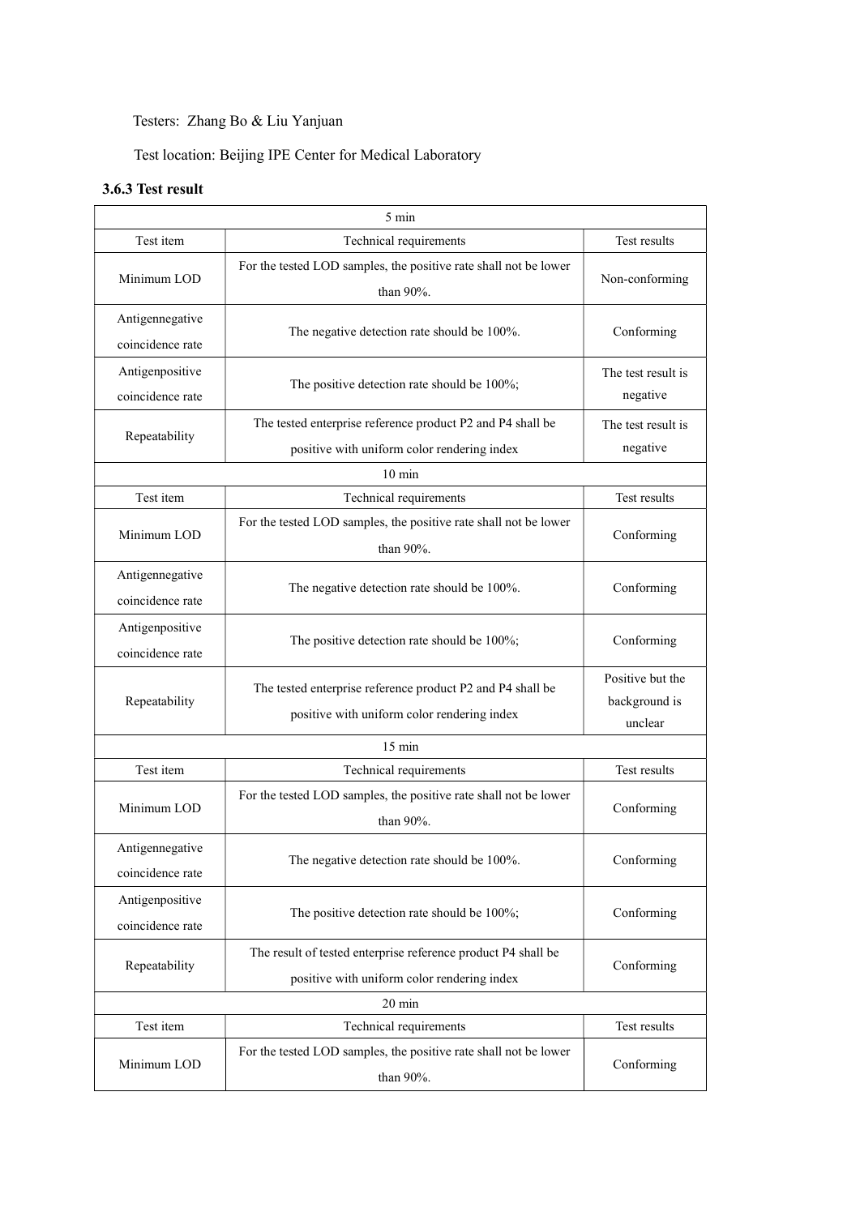Testers: Zhang Bo & Liu Yanjuan

Test location: Beijing IPE Center for Medical Laboratory

### 3.6.3 Test result

| 5 min | | |
|---|---|---|
| Test item | Technical requirements | Test results |
| Minimum LOD | For the tested LOD samples, the positive rate shall not be lower than 90%. | Non-conforming |
| Antigennegative coincidence rate | The negative detection rate should be 100%. | Conforming |
| Antigenpositive coincidence rate | The positive detection rate should be 100%; | The test result is negative |
| Repeatability | The tested enterprise reference product P2 and P4 shall be positive with uniform color rendering index | The test result is negative |
| 10 min | | |
| Test item | Technical requirements | Test results |
| Minimum LOD | For the tested LOD samples, the positive rate shall not be lower than 90%. | Conforming |
| Antigennegative coincidence rate | The negative detection rate should be 100%. | Conforming |
| Antigenpositive coincidence rate | The positive detection rate should be 100%; | Conforming |
| Repeatability | The tested enterprise reference product P2 and P4 shall be positive with uniform color rendering index | Positive but the background is unclear |
| 15 min | | |
| Test item | Technical requirements | Test results |
| Minimum LOD | For the tested LOD samples, the positive rate shall not be lower than 90%. | Conforming |
| Antigennegative coincidence rate | The negative detection rate should be 100%. | Conforming |
| Antigenpositive coincidence rate | The positive detection rate should be 100%; | Conforming |
| Repeatability | The result of tested enterprise reference product P4 shall be positive with uniform color rendering index | Conforming |
| 20 min | | |
| Test item | Technical requirements | Test results |
| Minimum LOD | For the tested LOD samples, the positive rate shall not be lower than 90%. | Conforming |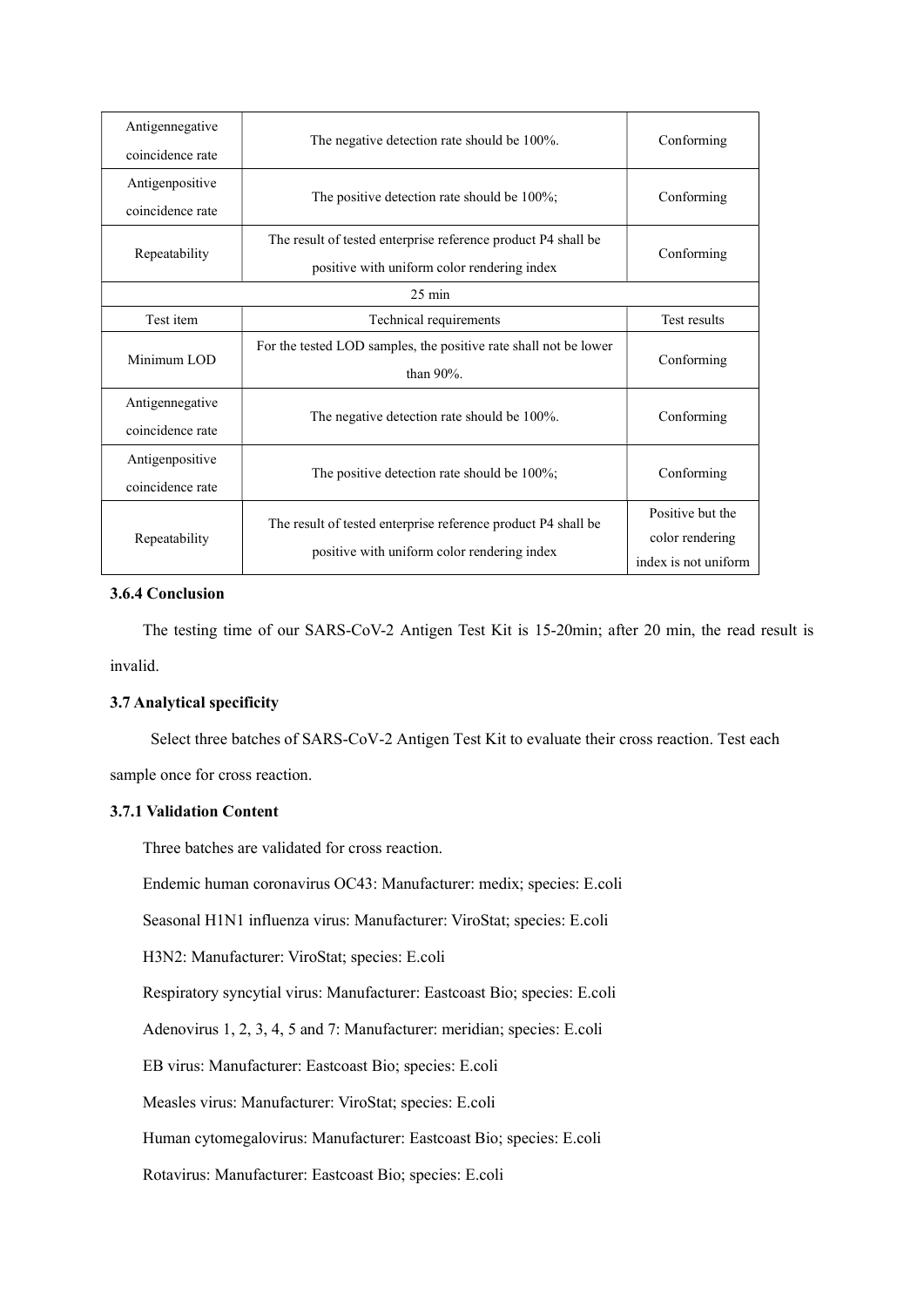| Antigennegative coincidence rate | The negative detection rate should be 100%. | Conforming |
| --- | --- | --- |
| Antigenpositive coincidence rate | The positive detection rate should be 100%; | Conforming |
| Repeatability | The result of tested enterprise reference product P4 shall be positive with uniform color rendering index | Conforming |
| 25 min | | |
| Test item | Technical requirements | Test results |
| Minimum LOD | For the tested LOD samples, the positive rate shall not be lower than 90%. | Conforming |
| Antigennegative coincidence rate | The negative detection rate should be 100%. | Conforming |
| Antigenpositive coincidence rate | The positive detection rate should be 100%; | Conforming |
| Repeatability | The result of tested enterprise reference product P4 shall be positive with uniform color rendering index | Positive but the color rendering index is not uniform |

**3.6.4 Conclusion**

The testing time of our SARS-CoV-2 Antigen Test Kit is 15-20min; after 20 min, the read result is invalid.

**3.7 Analytical specificity**

Select three batches of SARS-CoV-2 Antigen Test Kit to evaluate their cross reaction. Test each sample once for cross reaction.

**3.7.1 Validation Content**

Three batches are validated for cross reaction.

Endemic human coronavirus OC43: Manufacturer: medix; species: E.coli

Seasonal H1N1 influenza virus: Manufacturer: ViroStat; species: E.coli

H3N2: Manufacturer: ViroStat; species: E.coli

Respiratory syncytial virus: Manufacturer: Eastcoast Bio; species: E.coli

Adenovirus 1, 2, 3, 4, 5 and 7: Manufacturer: meridian; species: E.coli

EB virus: Manufacturer: Eastcoast Bio; species: E.coli

Measles virus: Manufacturer: ViroStat; species: E.coli

Human cytomegalovirus: Manufacturer: Eastcoast Bio; species: E.coli

Rotavirus: Manufacturer: Eastcoast Bio; species: E.coli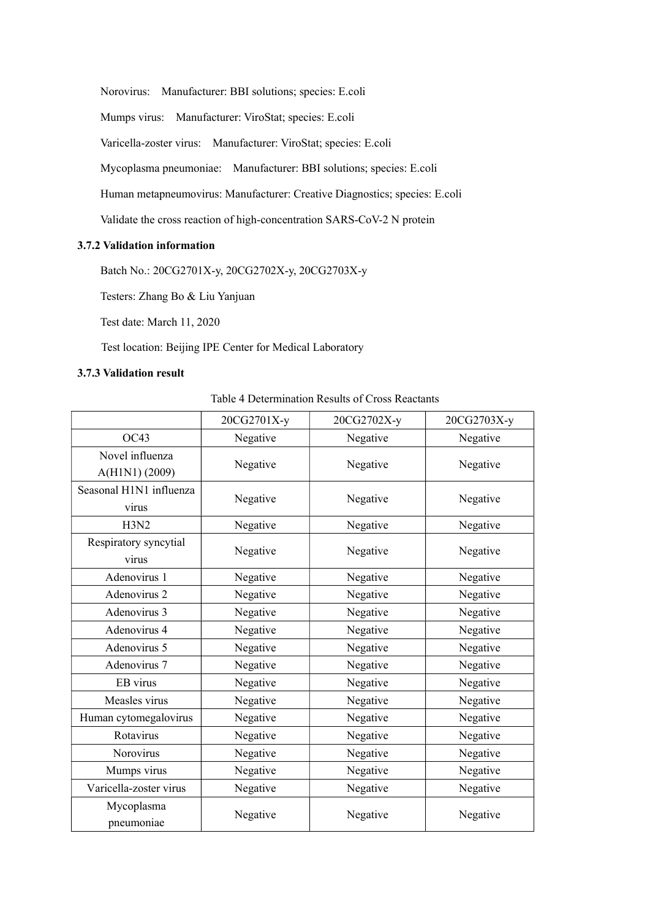Norovirus: Manufacturer: BBI solutions; species: E.coli

Mumps virus: Manufacturer: ViroStat; species: E.coli

Varicella-zoster virus: Manufacturer: ViroStat; species: E.coli

Mycoplasma pneumoniae: Manufacturer: BBI solutions; species: E.coli

Human metapneumovirus: Manufacturer: Creative Diagnostics; species: E.coli

Validate the cross reaction of high-concentration SARS-CoV-2 N protein

### 3.7.2 Validation information

Batch No.: 20CG2701X-y, 20CG2702X-y, 20CG2703X-y

Testers: Zhang Bo & Liu Yanjuan

Test date: March 11, 2020

Test location: Beijing IPE Center for Medical Laboratory

### 3.7.3 Validation result

Table 4 Determination Results of Cross Reactants

| | 20CG2701X-y | 20CG2702X-y | 20CG2703X-y |
|---|---|---|---|
| OC43 | Negative | Negative | Negative |
| Novel influenza A(H1N1) (2009) | Negative | Negative | Negative |
| Seasonal H1N1 influenza virus | Negative | Negative | Negative |
| H3N2 | Negative | Negative | Negative |
| Respiratory syncytial virus | Negative | Negative | Negative |
| Adenovirus 1 | Negative | Negative | Negative |
| Adenovirus 2 | Negative | Negative | Negative |
| Adenovirus 3 | Negative | Negative | Negative |
| Adenovirus 4 | Negative | Negative | Negative |
| Adenovirus 5 | Negative | Negative | Negative |
| Adenovirus 7 | Negative | Negative | Negative |
| EB virus | Negative | Negative | Negative |
| Measles virus | Negative | Negative | Negative |
| Human cytomegalovirus | Negative | Negative | Negative |
| Rotavirus | Negative | Negative | Negative |
| Norovirus | Negative | Negative | Negative |
| Mumps virus | Negative | Negative | Negative |
| Varicella-zoster virus | Negative | Negative | Negative |
| Mycoplasma pneumoniae | Negative | Negative | Negative |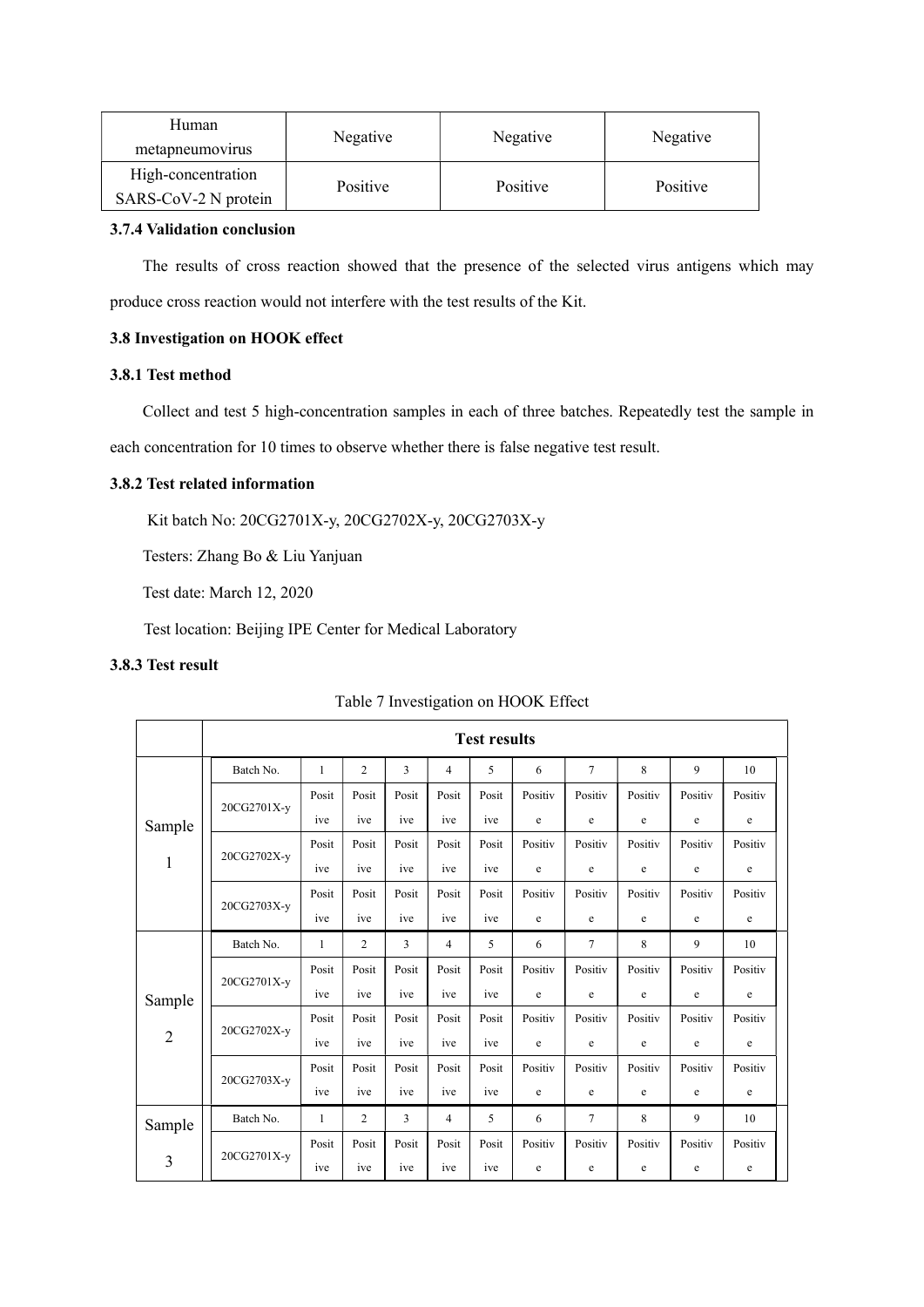| Human metapneumovirus | Negative | Negative | Negative |
|---|---|---|---|
| High-concentration SARS-CoV-2 N protein | Positive | Positive | Positive |

**3.7.4 Validation conclusion**

The results of cross reaction showed that the presence of the selected virus antigens which may produce cross reaction would not interfere with the test results of the Kit.

**3.8 Investigation on HOOK effect**

**3.8.1 Test method**

Collect and test 5 high-concentration samples in each of three batches. Repeatedly test the sample in each concentration for 10 times to observe whether there is false negative test result.

**3.8.2 Test related information**

Kit batch No: 20CG2701X-y, 20CG2702X-y, 20CG2703X-y

Testers: Zhang Bo & Liu Yanjuan

Test date: March 12, 2020

Test location: Beijing IPE Center for Medical Laboratory

**3.8.3 Test result**

Table 7 Investigation on HOOK Effect

| | **Test results** | | | | | | | | | | |
|---|---|---|---|---|---|---|---|---|---|---|---|
| Sample 1 | Batch No. | 1 | 2 | 3 | 4 | 5 | 6 | 7 | 8 | 9 | 10 |
| | 20CG2701X-y | Positive | Positive | Positive | Positive | Positive | Positive | Positive | Positive | Positive | Positive |
| | 20CG2702X-y | Positive | Positive | Positive | Positive | Positive | Positive | Positive | Positive | Positive | Positive |
| | 20CG2703X-y | Positive | Positive | Positive | Positive | Positive | Positive | Positive | Positive | Positive | Positive |
| Sample 2 | Batch No. | 1 | 2 | 3 | 4 | 5 | 6 | 7 | 8 | 9 | 10 |
| | 20CG2701X-y | Positive | Positive | Positive | Positive | Positive | Positive | Positive | Positive | Positive | Positive |
| | 20CG2702X-y | Positive | Positive | Positive | Positive | Positive | Positive | Positive | Positive | Positive | Positive |
| | 20CG2703X-y | Positive | Positive | Positive | Positive | Positive | Positive | Positive | Positive | Positive | Positive |
| Sample 3 | Batch No. | 1 | 2 | 3 | 4 | 5 | 6 | 7 | 8 | 9 | 10 |
| | 20CG2701X-y | Positive | Positive | Positive | Positive | Positive | Positive | Positive | Positive | Positive | Positive |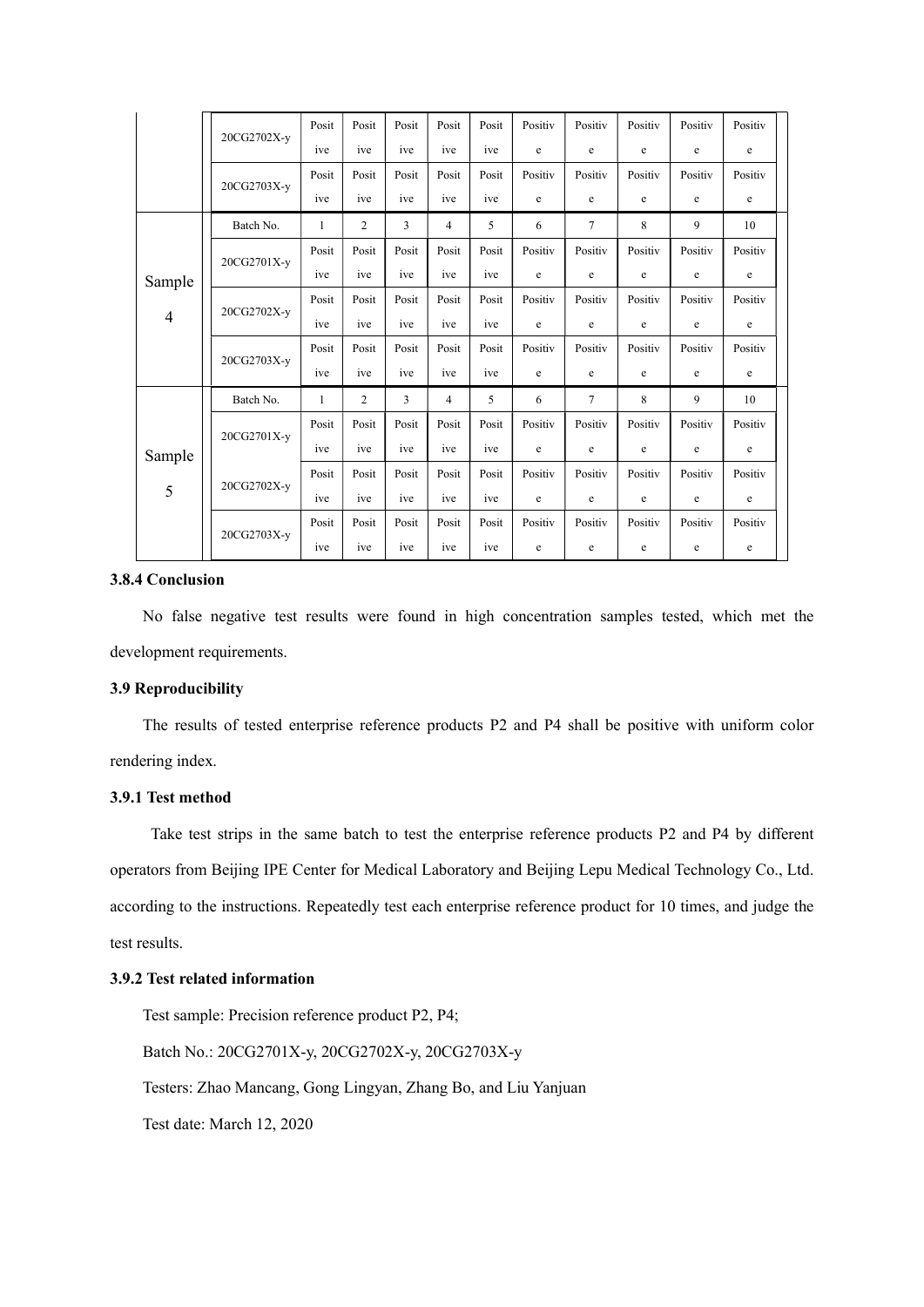| | | | | | | | | | | | |
|---|---|---|---|---|---|---|---|---|---|---|---|
| | 20CG2702X-y | Positive | Positive | Positive | Positive | Positive | Positive | Positive | Positive | Positive | Positive |
| | 20CG2703X-y | Positive | Positive | Positive | Positive | Positive | Positive | Positive | Positive | Positive | Positive |
| Sample 4 | Batch No. | 1 | 2 | 3 | 4 | 5 | 6 | 7 | 8 | 9 | 10 |
| | 20CG2701X-y | Positive | Positive | Positive | Positive | Positive | Positive | Positive | Positive | Positive | Positive |
| | 20CG2702X-y | Positive | Positive | Positive | Positive | Positive | Positive | Positive | Positive | Positive | Positive |
| | 20CG2703X-y | Positive | Positive | Positive | Positive | Positive | Positive | Positive | Positive | Positive | Positive |
| Sample 5 | Batch No. | 1 | 2 | 3 | 4 | 5 | 6 | 7 | 8 | 9 | 10 |
| | 20CG2701X-y | Positive | Positive | Positive | Positive | Positive | Positive | Positive | Positive | Positive | Positive |
| | 20CG2702X-y | Positive | Positive | Positive | Positive | Positive | Positive | Positive | Positive | Positive | Positive |
| | 20CG2703X-y | Positive | Positive | Positive | Positive | Positive | Positive | Positive | Positive | Positive | Positive |

### 3.8.4 Conclusion

No false negative test results were found in high concentration samples tested, which met the development requirements.

### 3.9 Reproducibility

The results of tested enterprise reference products P2 and P4 shall be positive with uniform color rendering index.

### 3.9.1 Test method

Take test strips in the same batch to test the enterprise reference products P2 and P4 by different operators from Beijing IPE Center for Medical Laboratory and Beijing Lepu Medical Technology Co., Ltd. according to the instructions. Repeatedly test each enterprise reference product for 10 times, and judge the test results.

### 3.9.2 Test related information

Test sample: Precision reference product P2, P4;

Batch No.: 20CG2701X-y, 20CG2702X-y, 20CG2703X-y

Testers: Zhao Mancang, Gong Lingyan, Zhang Bo, and Liu Yanjuan

Test date: March 12, 2020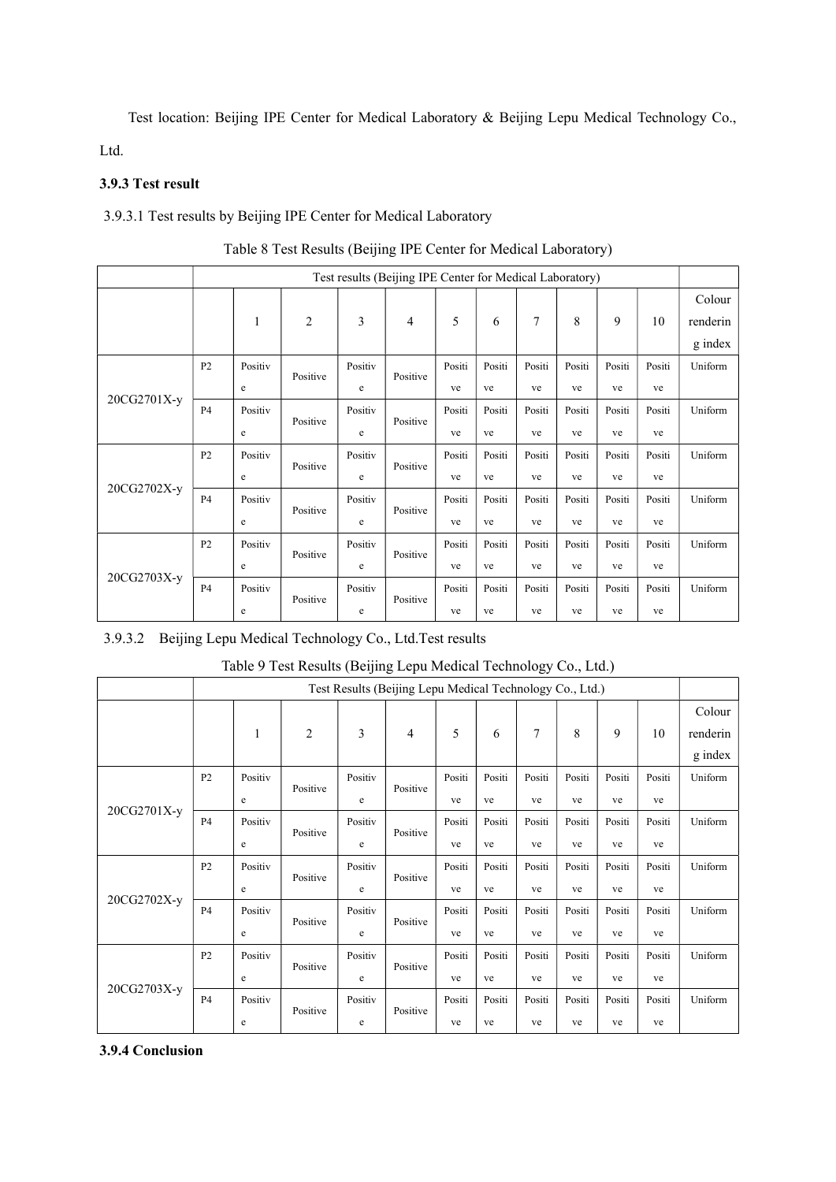Test location: Beijing IPE Center for Medical Laboratory & Beijing Lepu Medical Technology Co., Ltd.

### 3.9.3 Test result

3.9.3.1 Test results by Beijing IPE Center for Medical Laboratory

Table 8 Test Results (Beijing IPE Center for Medical Laboratory)

| | Test results (Beijing IPE Center for Medical Laboratory) | | | | | | | | | | | |
|---|---|---|---|---|---|---|---|---|---|---|---|---|
| | | 1 | 2 | 3 | 4 | 5 | 6 | 7 | 8 | 9 | 10 | Colour rendering index |
| 20CG2701X-y | P2 | Positive | Positive | Positive | Positive | Positive | Positive | Positive | Positive | Positive | Positive | Uniform |
| | P4 | Positive | Positive | Positive | Positive | Positive | Positive | Positive | Positive | Positive | Positive | Uniform |
| 20CG2702X-y | P2 | Positive | Positive | Positive | Positive | Positive | Positive | Positive | Positive | Positive | Positive | Uniform |
| | P4 | Positive | Positive | Positive | Positive | Positive | Positive | Positive | Positive | Positive | Positive | Uniform |
| 20CG2703X-y | P2 | Positive | Positive | Positive | Positive | Positive | Positive | Positive | Positive | Positive | Positive | Uniform |
| | P4 | Positive | Positive | Positive | Positive | Positive | Positive | Positive | Positive | Positive | Positive | Uniform |

3.9.3.2 Beijing Lepu Medical Technology Co., Ltd.Test results

Table 9 Test Results (Beijing Lepu Medical Technology Co., Ltd.)

| | Test Results (Beijing Lepu Medical Technology Co., Ltd.) | | | | | | | | | | | |
|---|---|---|---|---|---|---|---|---|---|---|---|---|
| | | 1 | 2 | 3 | 4 | 5 | 6 | 7 | 8 | 9 | 10 | Colour rendering index |
| 20CG2701X-y | P2 | Positive | Positive | Positive | Positive | Positive | Positive | Positive | Positive | Positive | Positive | Uniform |
| | P4 | Positive | Positive | Positive | Positive | Positive | Positive | Positive | Positive | Positive | Positive | Uniform |
| 20CG2702X-y | P2 | Positive | Positive | Positive | Positive | Positive | Positive | Positive | Positive | Positive | Positive | Uniform |
| | P4 | Positive | Positive | Positive | Positive | Positive | Positive | Positive | Positive | Positive | Positive | Uniform |
| 20CG2703X-y | P2 | Positive | Positive | Positive | Positive | Positive | Positive | Positive | Positive | Positive | Positive | Uniform |
| | P4 | Positive | Positive | Positive | Positive | Positive | Positive | Positive | Positive | Positive | Positive | Uniform |

### 3.9.4 Conclusion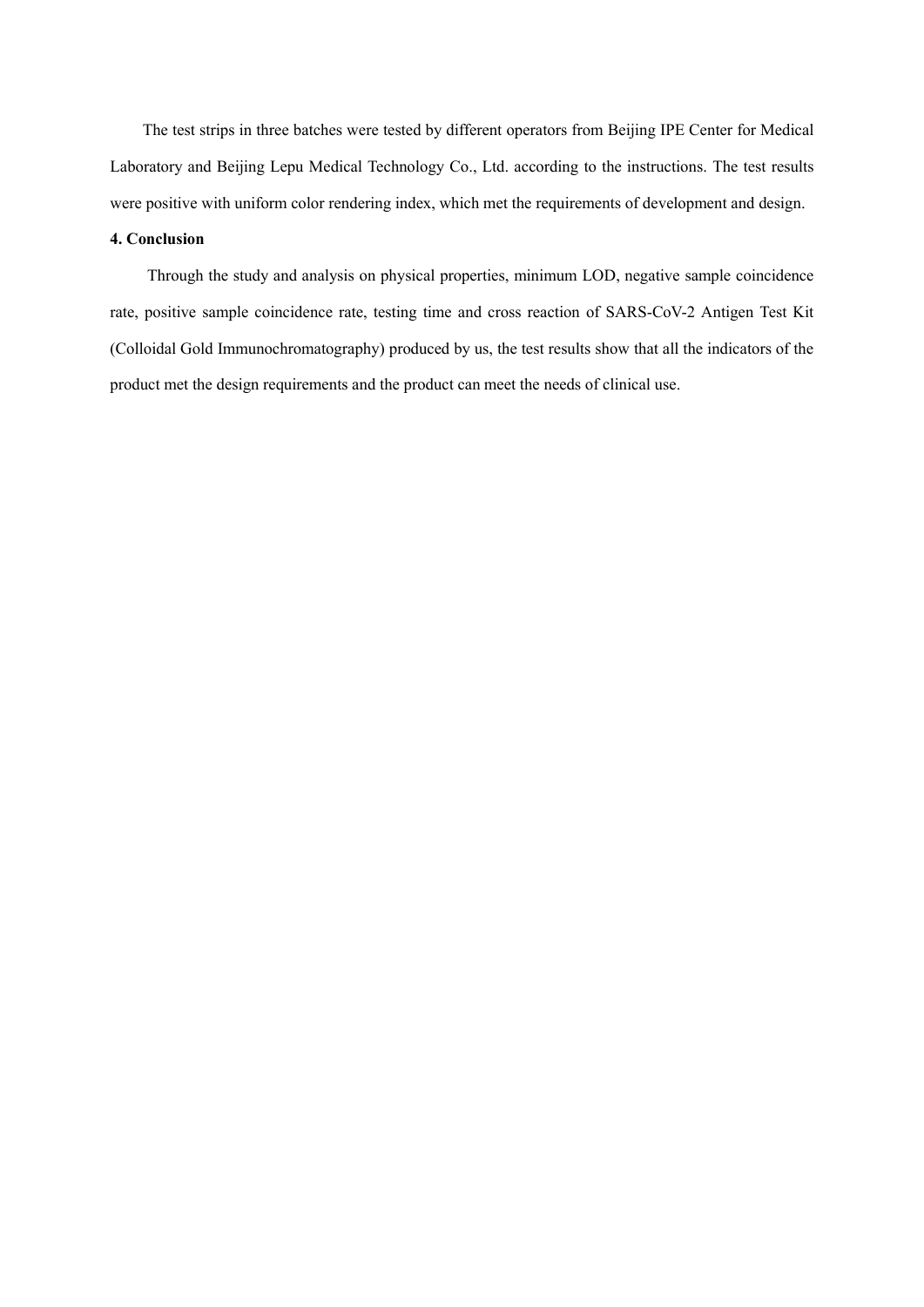The test strips in three batches were tested by different operators from Beijing IPE Center for Medical Laboratory and Beijing Lepu Medical Technology Co., Ltd. according to the instructions. The test results were positive with uniform color rendering index, which met the requirements of development and design.

**4. Conclusion**

Through the study and analysis on physical properties, minimum LOD, negative sample coincidence rate, positive sample coincidence rate, testing time and cross reaction of SARS-CoV-2 Antigen Test Kit (Colloidal Gold Immunochromatography) produced by us, the test results show that all the indicators of the product met the design requirements and the product can meet the needs of clinical use.